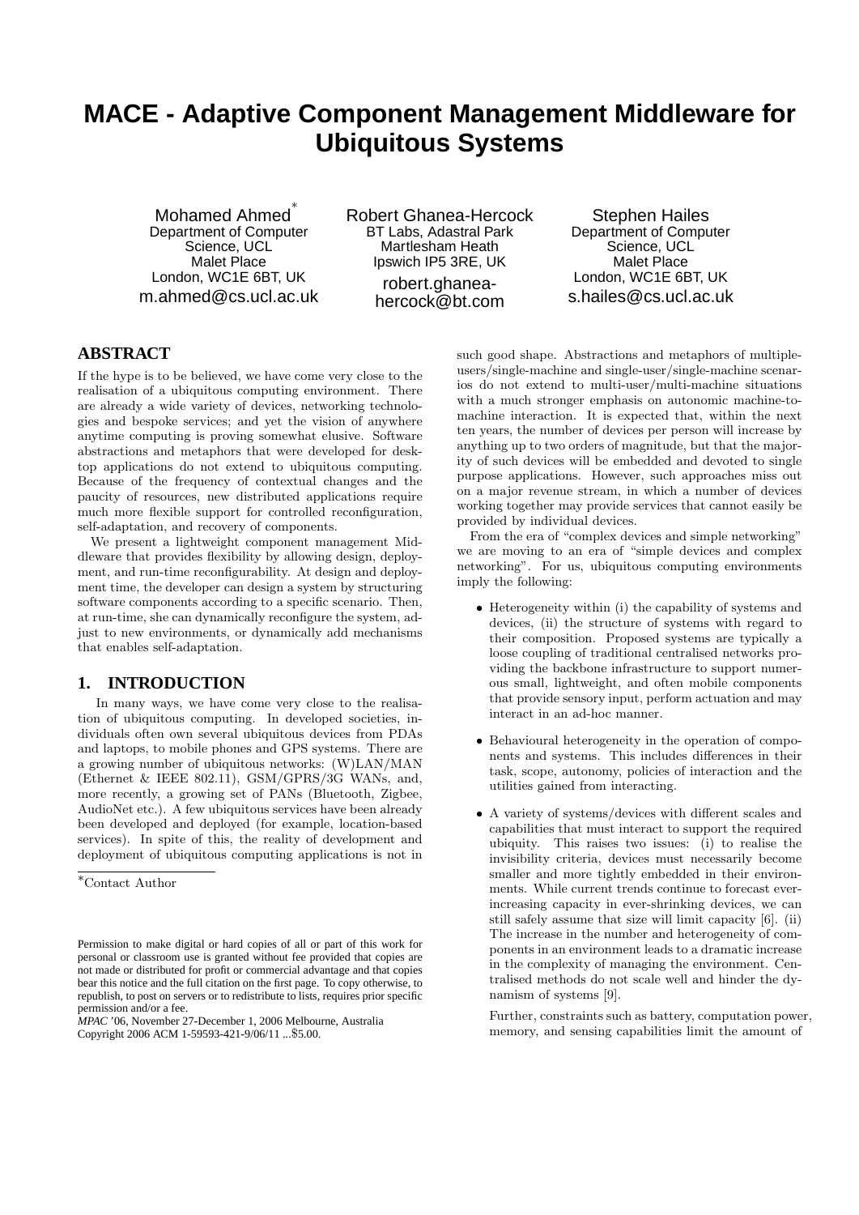# MACE - Adaptive Component Management Middleware for Ubiquitous Systems

Mohamed Ahmed[*]
Department of Computer Science, UCL
Malet Place
London, WC1E 6BT, UK
m.ahmed@cs.ucl.ac.uk

Robert Ghanea-Hercock
BT Labs, Adastral Park
Martlesham Heath
Ipswich IP5 3RE, UK
robert.ghanea-hercock@bt.com

Stephen Hailes
Department of Computer Science, UCL
Malet Place
London, WC1E 6BT, UK
s.hailes@cs.ucl.ac.uk

## ABSTRACT

If the hype is to be believed, we have come very close to the realisation of a ubiquitous computing environment. There are already a wide variety of devices, networking technologies and bespoke services; and yet the vision of anywhere anytime computing is proving somewhat elusive. Software abstractions and metaphors that were developed for desktop applications do not extend to ubiquitous computing. Because of the frequency of contextual changes and the paucity of resources, new distributed applications require much more flexible support for controlled reconfiguration, self-adaptation, and recovery of components.

We present a lightweight component management Middleware that provides flexibility by allowing design, deployment, and run-time reconfigurability. At design and deployment time, the developer can design a system by structuring software components according to a specific scenario. Then, at run-time, she can dynamically reconfigure the system, adjust to new environments, or dynamically add mechanisms that enables self-adaptation.

## 1. INTRODUCTION

In many ways, we have come very close to the realisation of ubiquitous computing. In developed societies, individuals often own several ubiquitous devices from PDAs and laptops, to mobile phones and GPS systems. There are a growing number of ubiquitous networks: (W)LAN/MAN (Ethernet & IEEE 802.11), GSM/GPRS/3G WANs, and, more recently, a growing set of PANs (Bluetooth, Zigbee, AudioNet etc.). A few ubiquitous services have been already been developed and deployed (for example, location-based services). In spite of this, the reality of development and deployment of ubiquitous computing applications is not in such good shape. Abstractions and metaphors of multiple-users/single-machine and single-user/single-machine scenarios do not extend to multi-user/multi-machine situations with a much stronger emphasis on autonomic machine-to-machine interaction. It is expected that, within the next ten years, the number of devices per person will increase by anything up to two orders of magnitude, but that the majority of such devices will be embedded and devoted to single purpose applications. However, such approaches miss out on a major revenue stream, in which a number of devices working together may provide services that cannot easily be provided by individual devices.

From the era of "complex devices and simple networking" we are moving to an era of "simple devices and complex networking". For us, ubiquitous computing environments imply the following:

- Heterogeneity within (i) the capability of systems and devices, (ii) the structure of systems with regard to their composition. Proposed systems are typically a loose coupling of traditional centralised networks providing the backbone infrastructure to support numerous small, lightweight, and often mobile components that provide sensory input, perform actuation and may interact in an ad-hoc manner.
- Behavioural heterogeneity in the operation of components and systems. This includes differences in their task, scope, autonomy, policies of interaction and the utilities gained from interacting.
- A variety of systems/devices with different scales and capabilities that must interact to support the required ubiquity. This raises two issues: (i) to realise the invisibility criteria, devices must necessarily become smaller and more tightly embedded in their environments. While current trends continue to forecast ever-increasing capacity in ever-shrinking devices, we can still safely assume that size will limit capacity [6]. (ii) The increase in the number and heterogeneity of components in an environment leads to a dramatic increase in the complexity of managing the environment. Centralised methods do not scale well and hinder the dynamism of systems [9].

  Further, constraints such as battery, computation power, memory, and sensing capabilities limit the amount of

[*]Contact Author

Permission to make digital or hard copies of all or part of this work for personal or classroom use is granted without fee provided that copies are not made or distributed for profit or commercial advantage and that copies bear this notice and the full citation on the first page. To copy otherwise, to republish, to post on servers or to redistribute to lists, requires prior specific permission and/or a fee.
*MPAC* '06, November 27-December 1, 2006 Melbourne, Australia
Copyright 2006 ACM 1-59593-421-9/06/11 ...$5.00.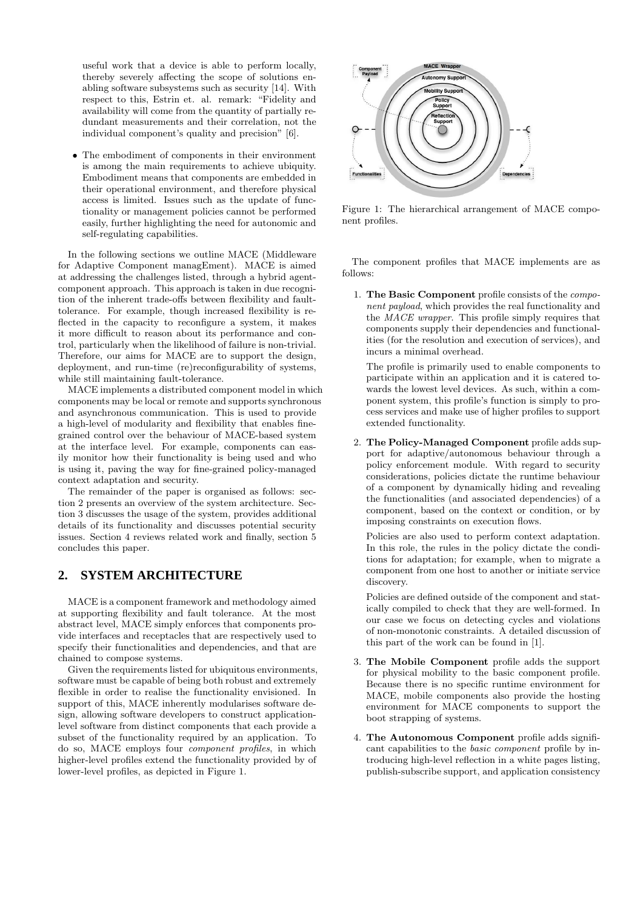useful work that a device is able to perform locally, thereby severely affecting the scope of solutions enabling software subsystems such as security [14]. With respect to this, Estrin et. al. remark: "Fidelity and availability will come from the quantity of partially redundant measurements and their correlation, not the individual component's quality and precision" [6].

- The embodiment of components in their environment is among the main requirements to achieve ubiquity. Embodiment means that components are embedded in their operational environment, and therefore physical access is limited. Issues such as the update of functionality or management policies cannot be performed easily, further highlighting the need for autonomic and self-regulating capabilities.

In the following sections we outline MACE (Middleware for Adaptive Component managEment). MACE is aimed at addressing the challenges listed, through a hybrid agent-component approach. This approach is taken in due recognition of the inherent trade-offs between flexibility and fault-tolerance. For example, though increased flexibility is reflected in the capacity to reconfigure a system, it makes it more difficult to reason about its performance and control, particularly when the likelihood of failure is non-trivial. Therefore, our aims for MACE are to support the design, deployment, and run-time (re)reconfigurability of systems, while still maintaining fault-tolerance.

MACE implements a distributed component model in which components may be local or remote and supports synchronous and asynchronous communication. This is used to provide a high-level of modularity and flexibility that enables fine-grained control over the behaviour of MACE-based system at the interface level. For example, components can easily monitor how their functionality is being used and who is using it, paving the way for fine-grained policy-managed context adaptation and security.

The remainder of the paper is organised as follows: section 2 presents an overview of the system architecture. Section 3 discusses the usage of the system, provides additional details of its functionality and discusses potential security issues. Section 4 reviews related work and finally, section 5 concludes this paper.

## 2. SYSTEM ARCHITECTURE

MACE is a component framework and methodology aimed at supporting flexibility and fault tolerance. At the most abstract level, MACE simply enforces that components provide interfaces and receptacles that are respectively used to specify their functionalities and dependencies, and that are chained to compose systems.

Given the requirements listed for ubiquitous environments, software must be capable of being both robust and extremely flexible in order to realise the functionality envisioned. In support of this, MACE inherently modularises software design, allowing software developers to construct application-level software from distinct components that each provide a subset of the functionality required by an application. To do so, MACE employs four *component profiles*, in which higher-level profiles extend the functionality provided by of lower-level profiles, as depicted in Figure 1.

Component Payload
MACE Wrapper
Autonomy Support
Mobility Support
Policy Support
Reflection Support
Functionalities
Dependencies

Figure 1: The hierarchical arrangement of MACE component profiles.

The component profiles that MACE implements are as follows:

1. **The Basic Component** profile consists of the *component payload*, which provides the real functionality and the *MACE wrapper*. This profile simply requires that components supply their dependencies and functionalities (for the resolution and execution of services), and incurs a minimal overhead.

   The profile is primarily used to enable components to participate within an application and it is catered towards the lowest level devices. As such, within a component system, this profile's function is simply to process services and make use of higher profiles to support extended functionality.

2. **The Policy-Managed Component** profile adds support for adaptive/autonomous behaviour through a policy enforcement module. With regard to security considerations, policies dictate the runtime behaviour of a component by dynamically hiding and revealing the functionalities (and associated dependencies) of a component, based on the context or condition, or by imposing constraints on execution flows.

   Policies are also used to perform context adaptation. In this role, the rules in the policy dictate the conditions for adaptation; for example, when to migrate a component from one host to another or initiate service discovery.

   Policies are defined outside of the component and statically compiled to check that they are well-formed. In our case we focus on detecting cycles and violations of non-monotonic constraints. A detailed discussion of this part of the work can be found in [1].

3. **The Mobile Component** profile adds the support for physical mobility to the basic component profile. Because there is no specific runtime environment for MACE, mobile components also provide the hosting environment for MACE components to support the boot strapping of systems.

4. **The Autonomous Component** profile adds significant capabilities to the *basic component* profile by introducing high-level reflection in a white pages listing, publish-subscribe support, and application consistency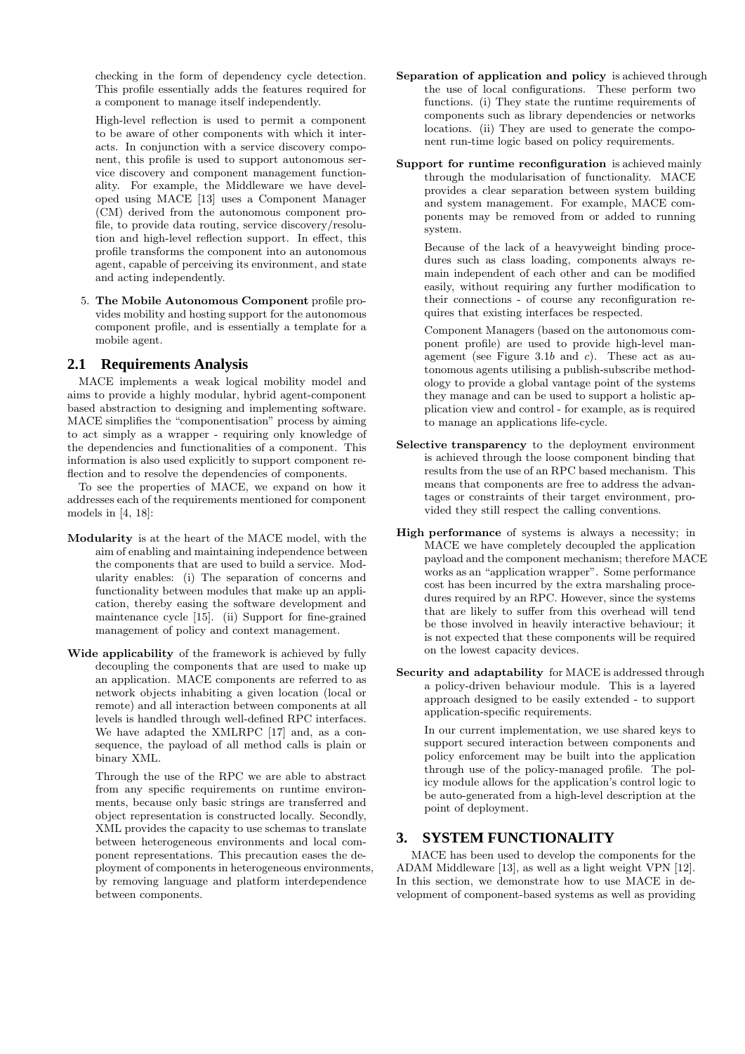checking in the form of dependency cycle detection. This profile essentially adds the features required for a component to manage itself independently.

High-level reflection is used to permit a component to be aware of other components with which it interacts. In conjunction with a service discovery component, this profile is used to support autonomous service discovery and component management functionality. For example, the Middleware we have developed using MACE [13] uses a Component Manager (CM) derived from the autonomous component profile, to provide data routing, service discovery/resolution and high-level reflection support. In effect, this profile transforms the component into an autonomous agent, capable of perceiving its environment, and state and acting independently.

5. **The Mobile Autonomous Component** profile provides mobility and hosting support for the autonomous component profile, and is essentially a template for a mobile agent.

## 2.1 Requirements Analysis

MACE implements a weak logical mobility model and aims to provide a highly modular, hybrid agent-component based abstraction to designing and implementing software. MACE simplifies the "componentisation" process by aiming to act simply as a wrapper - requiring only knowledge of the dependencies and functionalities of a component. This information is also used explicitly to support component reflection and to resolve the dependencies of components.

To see the properties of MACE, we expand on how it addresses each of the requirements mentioned for component models in [4, 18]:

**Modularity** is at the heart of the MACE model, with the aim of enabling and maintaining independence between the components that are used to build a service. Modularity enables: (i) The separation of concerns and functionality between modules that make up an application, thereby easing the software development and maintenance cycle [15]. (ii) Support for fine-grained management of policy and context management.

**Wide applicability** of the framework is achieved by fully decoupling the components that are used to make up an application. MACE components are referred to as network objects inhabiting a given location (local or remote) and all interaction between components at all levels is handled through well-defined RPC interfaces. We have adapted the XMLRPC [17] and, as a consequence, the payload of all method calls is plain or binary XML.

Through the use of the RPC we are able to abstract from any specific requirements on runtime environments, because only basic strings are transferred and object representation is constructed locally. Secondly, XML provides the capacity to use schemas to translate between heterogeneous environments and local component representations. This precaution eases the deployment of components in heterogeneous environments, by removing language and platform interdependence between components.

**Separation of application and policy** is achieved through the use of local configurations. These perform two functions. (i) They state the runtime requirements of components such as library dependencies or networks locations. (ii) They are used to generate the component run-time logic based on policy requirements.

**Support for runtime reconfiguration** is achieved mainly through the modularisation of functionality. MACE provides a clear separation between system building and system management. For example, MACE components may be removed from or added to running system.

Because of the lack of a heavyweight binding procedures such as class loading, components always remain independent of each other and can be modified easily, without requiring any further modification to their connections - of course any reconfiguration requires that existing interfaces be respected.

Component Managers (based on the autonomous component profile) are used to provide high-level management (see Figure 3.1*b* and *c*). These act as autonomous agents utilising a publish-subscribe methodology to provide a global vantage point of the systems they manage and can be used to support a holistic application view and control - for example, as is required to manage an applications life-cycle.

**Selective transparency** to the deployment environment is achieved through the loose component binding that results from the use of an RPC based mechanism. This means that components are free to address the advantages or constraints of their target environment, provided they still respect the calling conventions.

**High performance** of systems is always a necessity; in MACE we have completely decoupled the application payload and the component mechanism; therefore MACE works as an "application wrapper". Some performance cost has been incurred by the extra marshaling procedures required by an RPC. However, since the systems that are likely to suffer from this overhead will tend be those involved in heavily interactive behaviour; it is not expected that these components will be required on the lowest capacity devices.

**Security and adaptability** for MACE is addressed through a policy-driven behaviour module. This is a layered approach designed to be easily extended - to support application-specific requirements.

In our current implementation, we use shared keys to support secured interaction between components and policy enforcement may be built into the application through use of the policy-managed profile. The policy module allows for the application's control logic to be auto-generated from a high-level description at the point of deployment.

# 3. SYSTEM FUNCTIONALITY

MACE has been used to develop the components for the ADAM Middleware [13], as well as a light weight VPN [12]. In this section, we demonstrate how to use MACE in development of component-based systems as well as providing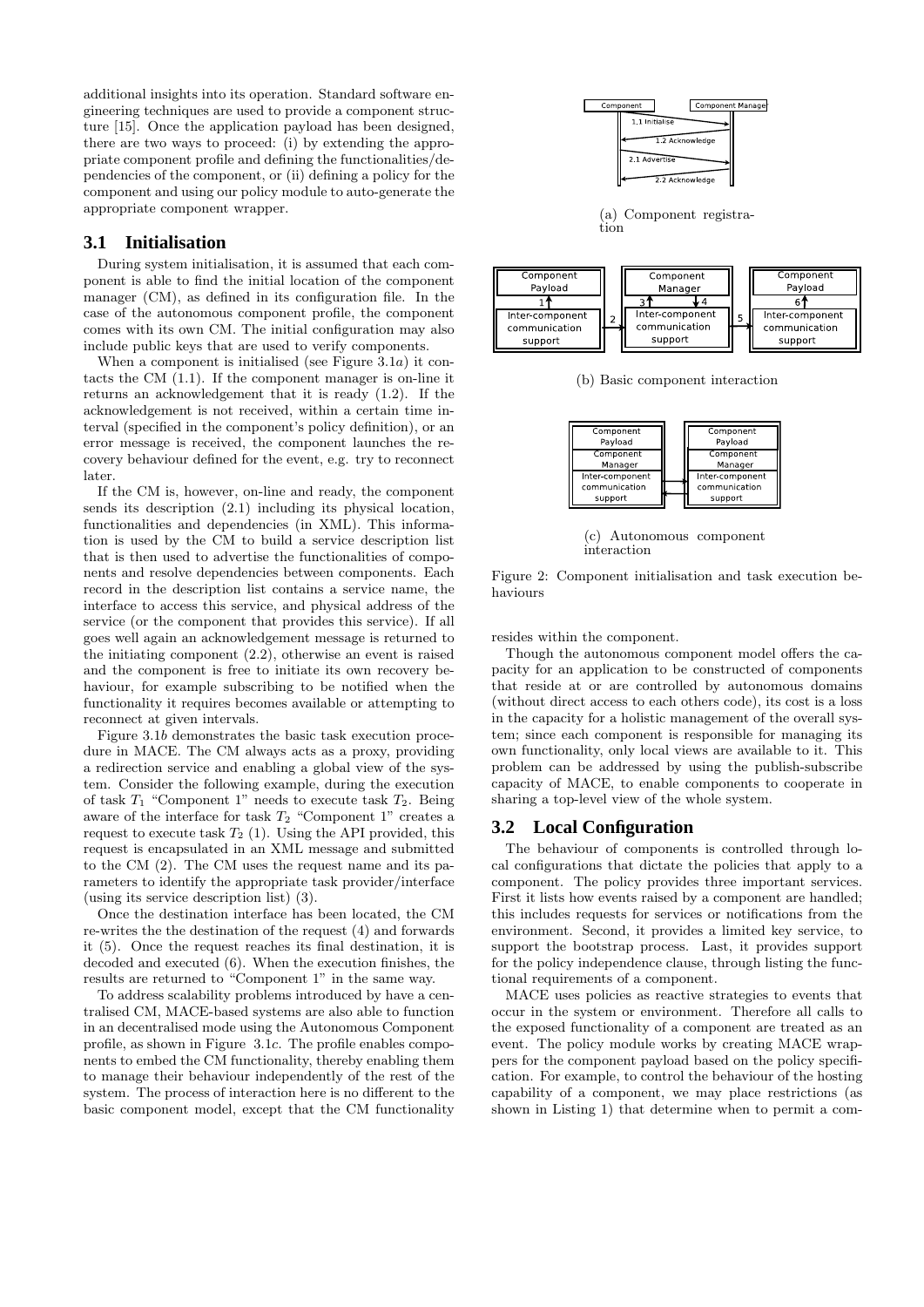additional insights into its operation. Standard software engineering techniques are used to provide a component structure [15]. Once the application payload has been designed, there are two ways to proceed: (i) by extending the appropriate component profile and defining the functionalities/dependencies of the component, or (ii) defining a policy for the component and using our policy module to auto-generate the appropriate component wrapper.

## 3.1 Initialisation

During system initialisation, it is assumed that each component is able to find the initial location of the component manager (CM), as defined in its configuration file. In the case of the autonomous component profile, the component comes with its own CM. The initial configuration may also include public keys that are used to verify components.

When a component is initialised (see Figure 3.1*a*) it contacts the CM (1.1). If the component manager is on-line it returns an acknowledgement that it is ready (1.2). If the acknowledgement is not received, within a certain time interval (specified in the component's policy definition), or an error message is received, the component launches the recovery behaviour defined for the event, e.g. try to reconnect later.

If the CM is, however, on-line and ready, the component sends its description (2.1) including its physical location, functionalities and dependencies (in XML). This information is used by the CM to build a service description list that is then used to advertise the functionalities of components and resolve dependencies between components. Each record in the description list contains a service name, the interface to access this service, and physical address of the service (or the component that provides this service). If all goes well again an acknowledgement message is returned to the initiating component (2.2), otherwise an event is raised and the component is free to initiate its own recovery behaviour, for example subscribing to be notified when the functionality it requires becomes available or attempting to reconnect at given intervals.

Figure 3.1*b* demonstrates the basic task execution procedure in MACE. The CM always acts as a proxy, providing a redirection service and enabling a global view of the system. Consider the following example, during the execution of task $T_1$ "Component 1" needs to execute task $T_2$. Being aware of the interface for task $T_2$ "Component 1" creates a request to execute task $T_2$ (1). Using the API provided, this request is encapsulated in an XML message and submitted to the CM (2). The CM uses the request name and its parameters to identify the appropriate task provider/interface (using its service description list) (3).

Once the destination interface has been located, the CM re-writes the the destination of the request (4) and forwards it (5). Once the request reaches its final destination, it is decoded and executed (6). When the execution finishes, the results are returned to "Component 1" in the same way.

To address scalability problems introduced by have a centralised CM, MACE-based systems are also able to function in an decentralised mode using the Autonomous Component profile, as shown in Figure 3.1*c*. The profile enables components to embed the CM functionality, thereby enabling them to manage their behaviour independently of the rest of the system. The process of interaction here is no different to the basic component model, except that the CM functionality resides within the component.

(a) Component registration

(b) Basic component interaction

(c) Autonomous component interaction

Figure 2: Component initialisation and task execution behaviours

Though the autonomous component model offers the capacity for an application to be constructed of components that reside at or are controlled by autonomous domains (without direct access to each others code), its cost is a loss in the capacity for a holistic management of the overall system; since each component is responsible for managing its own functionality, only local views are available to it. This problem can be addressed by using the publish-subscribe capacity of MACE, to enable components to cooperate in sharing a top-level view of the whole system.

## 3.2 Local Configuration

The behaviour of components is controlled through local configurations that dictate the policies that apply to a component. The policy provides three important services. First it lists how events raised by a component are handled; this includes requests for services or notifications from the environment. Second, it provides a limited key service, to support the bootstrap process. Last, it provides support for the policy independence clause, through listing the functional requirements of a component.

MACE uses policies as reactive strategies to events that occur in the system or environment. Therefore all calls to the exposed functionality of a component are treated as an event. The policy module works by creating MACE wrappers for the component payload based on the policy specification. For example, to control the behaviour of the hosting capability of a component, we may place restrictions (as shown in Listing 1) that determine when to permit a com-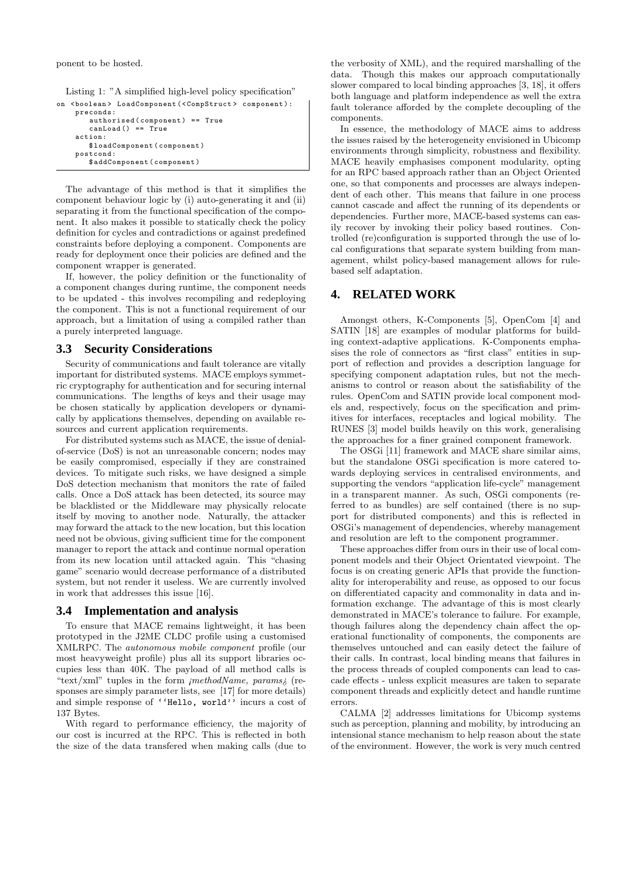ponent to be hosted.

Listing 1: "A simplified high-level policy specification"

```
on <boolean> LoadComponent(<CompStruct> component):
    preconds:
        authorised(component) == True
        canLoad() == True
    action:
        $loadComponent(component)
    postcond:
        $addComponent(component)
```

The advantage of this method is that it simplifies the component behaviour logic by (i) auto-generating it and (ii) separating it from the functional specification of the component. It also makes it possible to statically check the policy definition for cycles and contradictions or against predefined constraints before deploying a component. Components are ready for deployment once their policies are defined and the component wrapper is generated.

If, however, the policy definition or the functionality of a component changes during runtime, the component needs to be updated - this involves recompiling and redeploying the component. This is not a functional requirement of our approach, but a limitation of using a compiled rather than a purely interpreted language.

### 3.3 Security Considerations

Security of communications and fault tolerance are vitally important for distributed systems. MACE employs symmetric cryptography for authentication and for securing internal communications. The lengths of keys and their usage may be chosen statically by application developers or dynamically by applications themselves, depending on available resources and current application requirements.

For distributed systems such as MACE, the issue of denial-of-service (DoS) is not an unreasonable concern; nodes may be easily compromised, especially if they are constrained devices. To mitigate such risks, we have designed a simple DoS detection mechanism that monitors the rate of failed calls. Once a DoS attack has been detected, its source may be blacklisted or the Middleware may physically relocate itself by moving to another node. Naturally, the attacker may forward the attack to the new location, but this location need not be obvious, giving sufficient time for the component manager to report the attack and continue normal operation from its new location until attacked again. This "chasing game" scenario would decrease performance of a distributed system, but not render it useless. We are currently involved in work that addresses this issue [16].

### 3.4 Implementation and analysis

To ensure that MACE remains lightweight, it has been prototyped in the J2ME CLDC profile using a customised XMLRPC. The *autonomous mobile component* profile (our most heavyweight profile) plus all its support libraries occupies less than 40K. The payload of all method calls is "text/xml" tuples in the form *¡methodName, params¿* (responses are simply parameter lists, see [17] for more details) and simple response of `''Hello, world''` incurs a cost of 137 Bytes.

With regard to performance efficiency, the majority of our cost is incurred at the RPC. This is reflected in both the size of the data transfered when making calls (due to the verbosity of XML), and the required marshalling of the data. Though this makes our approach computationally slower compared to local binding approaches [3, 18], it offers both language and platform independence as well the extra fault tolerance afforded by the complete decoupling of the components.

In essence, the methodology of MACE aims to address the issues raised by the heterogeneity envisioned in Ubicomp environments through simplicity, robustness and flexibility. MACE heavily emphasises component modularity, opting for an RPC based approach rather than an Object Oriented one, so that components and processes are always independent of each other. This means that failure in one process cannot cascade and affect the running of its dependents or dependencies. Further more, MACE-based systems can easily recover by invoking their policy based routines. Controlled (re)configuration is supported through the use of local configurations that separate system building from management, whilst policy-based management allows for rule-based self adaptation.

## 4. RELATED WORK

Amongst others, K-Components [5], OpenCom [4] and SATIN [18] are examples of modular platforms for building context-adaptive applications. K-Components emphasises the role of connectors as "first class" entities in support of reflection and provides a description language for specifying component adaptation rules, but not the mechanisms to control or reason about the satisfiability of the rules. OpenCom and SATIN provide local component models and, respectively, focus on the specification and primitives for interfaces, receptacles and logical mobility. The RUNES [3] model builds heavily on this work, generalising the approaches for a finer grained component framework.

The OSGi [11] framework and MACE share similar aims, but the standalone OSGi specification is more catered towards deploying services in centralised environments, and supporting the vendors "application life-cycle" management in a transparent manner. As such, OSGi components (referred to as bundles) are self contained (there is no support for distributed components) and this is reflected in OSGi's management of dependencies, whereby management and resolution are left to the component programmer.

These approaches differ from ours in their use of local component models and their Object Orientated viewpoint. The focus is on creating generic APIs that provide the functionality for interoperability and reuse, as opposed to our focus on differentiated capacity and commonality in data and information exchange. The advantage of this is most clearly demonstrated in MACE's tolerance to failure. For example, though failures along the dependency chain affect the operational functionality of components, the components are themselves untouched and can easily detect the failure of their calls. In contrast, local binding means that failures in the process threads of coupled components can lead to cascade effects - unless explicit measures are taken to separate component threads and explicitly detect and handle runtime errors.

CALMA [2] addresses limitations for Ubicomp systems such as perception, planning and mobility, by introducing an intensional stance mechanism to help reason about the state of the environment. However, the work is very much centred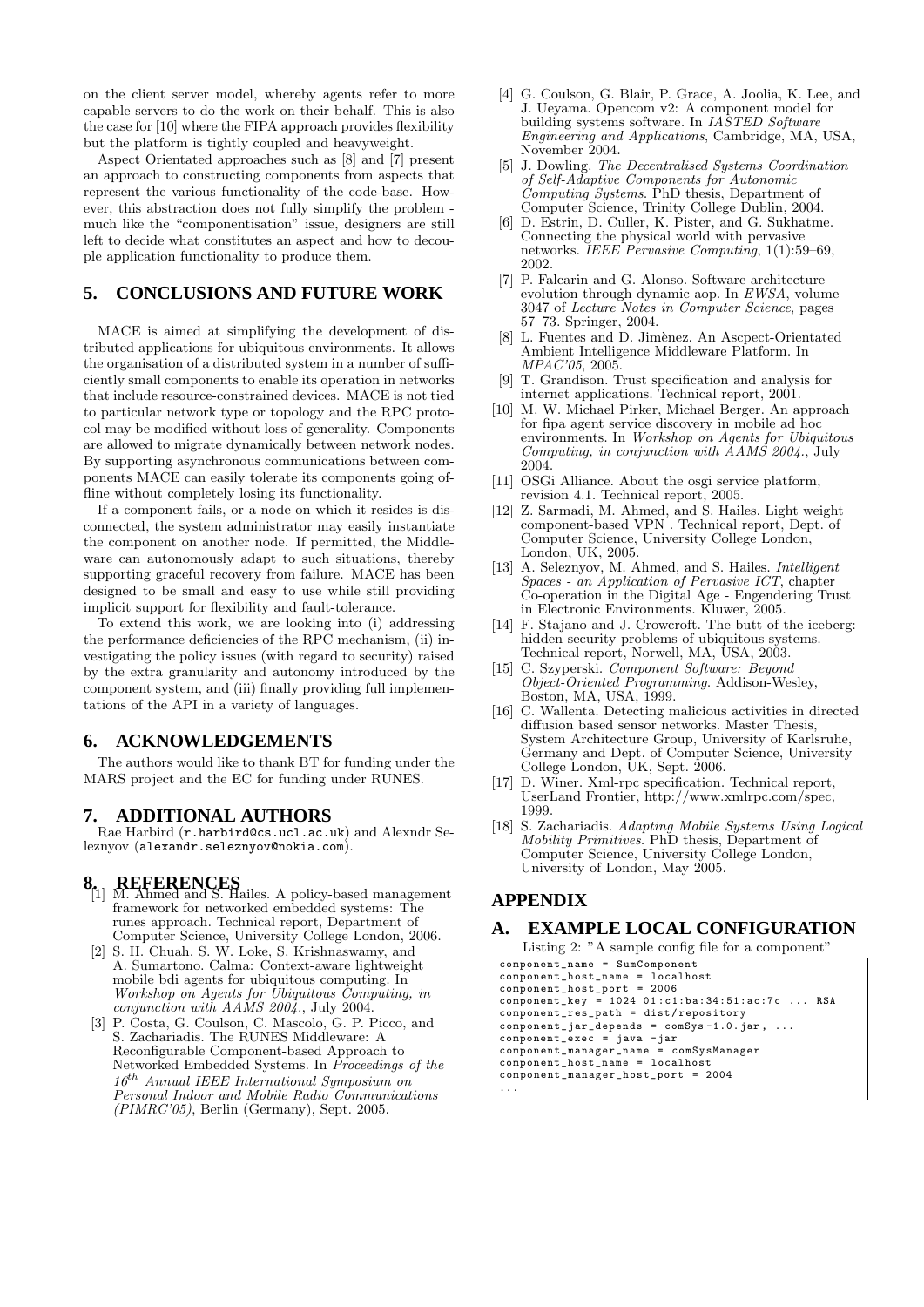on the client server model, whereby agents refer to more capable servers to do the work on their behalf. This is also the case for [10] where the FIPA approach provides flexibility but the platform is tightly coupled and heavyweight.

Aspect Orientated approaches such as [8] and [7] present an approach to constructing components from aspects that represent the various functionality of the code-base. However, this abstraction does not fully simplify the problem - much like the "componentisation" issue, designers are still left to decide what constitutes an aspect and how to decouple application functionality to produce them.

## 5. CONCLUSIONS AND FUTURE WORK

MACE is aimed at simplifying the development of distributed applications for ubiquitous environments. It allows the organisation of a distributed system in a number of sufficiently small components to enable its operation in networks that include resource-constrained devices. MACE is not tied to particular network type or topology and the RPC protocol may be modified without loss of generality. Components are allowed to migrate dynamically between network nodes. By supporting asynchronous communications between components MACE can easily tolerate its components going offline without completely losing its functionality.

If a component fails, or a node on which it resides is disconnected, the system administrator may easily instantiate the component on another node. If permitted, the Middleware can autonomously adapt to such situations, thereby supporting graceful recovery from failure. MACE has been designed to be small and easy to use while still providing implicit support for flexibility and fault-tolerance.

To extend this work, we are looking into (i) addressing the performance deficiencies of the RPC mechanism, (ii) investigating the policy issues (with regard to security) raised by the extra granularity and autonomy introduced by the component system, and (iii) finally providing full implementations of the API in a variety of languages.

## 6. ACKNOWLEDGEMENTS

The authors would like to thank BT for funding under the MARS project and the EC for funding under RUNES.

## 7. ADDITIONAL AUTHORS

Rae Harbird (r.harbird@cs.ucl.ac.uk) and Alexndr Seleznyov (alexandr.seleznyov@nokia.com).

## 8. REFERENCES

[1] M. Ahmed and S. Hailes. A policy-based management framework for networked embedded systems: The runes approach. Technical report, Department of Computer Science, University College London, 2006.

[2] S. H. Chuah, S. W. Loke, S. Krishnaswamy, and A. Sumartono. Calma: Context-aware lightweight mobile bdi agents for ubiquitous computing. In *Workshop on Agents for Ubiquitous Computing, in conjunction with AAMS 2004.*, July 2004.

[3] P. Costa, G. Coulson, C. Mascolo, G. P. Picco, and S. Zachariadis. The RUNES Middleware: A Reconfigurable Component-based Approach to Networked Embedded Systems. In *Proceedings of the 16th Annual IEEE International Symposium on Personal Indoor and Mobile Radio Communications (PIMRC'05)*, Berlin (Germany), Sept. 2005.

[4] G. Coulson, G. Blair, P. Grace, A. Joolia, K. Lee, and J. Ueyama. Opencom v2: A component model for building systems software. In *IASTED Software Engineering and Applications*, Cambridge, MA, USA, November 2004.

[5] J. Dowling. *The Decentralised Systems Coordination of Self-Adaptive Components for Autonomic Computing Systems*. PhD thesis, Department of Computer Science, Trinity College Dublin, 2004.

[6] D. Estrin, D. Culler, K. Pister, and G. Sukhatme. Connecting the physical world with pervasive networks. *IEEE Pervasive Computing*, 1(1):59–69, 2002.

[7] P. Falcarin and G. Alonso. Software architecture evolution through dynamic aop. In *EWSA*, volume 3047 of *Lecture Notes in Computer Science*, pages 57–73. Springer, 2004.

[8] L. Fuentes and D. Jimènez. An Ascpect-Orientated Ambient Intelligence Middleware Platform. In *MPAC'05*, 2005.

[9] T. Grandison. Trust specification and analysis for internet applications. Technical report, 2001.

[10] M. W. Michael Pirker, Michael Berger. An approach for fipa agent service discovery in mobile ad hoc environments. In *Workshop on Agents for Ubiquitous Computing, in conjunction with AAMS 2004.*, July 2004.

[11] OSGi Alliance. About the osgi service platform, revision 4.1. Technical report, 2005.

[12] Z. Sarmadi, M. Ahmed, and S. Hailes. Light weight component-based VPN . Technical report, Dept. of Computer Science, University College London, London, UK, 2005.

[13] A. Seleznyov, M. Ahmed, and S. Hailes. *Intelligent Spaces - an Application of Pervasive ICT*, chapter Co-operation in the Digital Age - Engendering Trust in Electronic Environments. Kluwer, 2005.

[14] F. Stajano and J. Crowcroft. The butt of the iceberg: hidden security problems of ubiquitous systems. Technical report, Norwell, MA, USA, 2003.

[15] C. Szyperski. *Component Software: Beyond Object-Oriented Programming*. Addison-Wesley, Boston, MA, USA, 1999.

[16] C. Wallenta. Detecting malicious activities in directed diffusion based sensor networks. Master Thesis, System Architecture Group, University of Karlsruhe, Germany and Dept. of Computer Science, University College London, UK, Sept. 2006.

[17] D. Winer. Xml-rpc specification. Technical report, UserLand Frontier, http://www.xmlrpc.com/spec, 1999.

[18] S. Zachariadis. *Adapting Mobile Systems Using Logical Mobility Primitives*. PhD thesis, Department of Computer Science, University College London, University of London, May 2005.

# APPENDIX

## A. EXAMPLE LOCAL CONFIGURATION

Listing 2: "A sample config file for a component"

```
component_name = SumComponent
component_host_name = localhost
component_host_port = 2006
component_key = 1024 01:c1:ba:34:51:ac:7c ... RSA
component_res_path = dist/repository
component_jar_depends = comSys-1.0.jar, ...
component_exec = java -jar
component_manager_name = comSysManager
component_host_name = localhost
component_manager_host_port = 2004
...
```